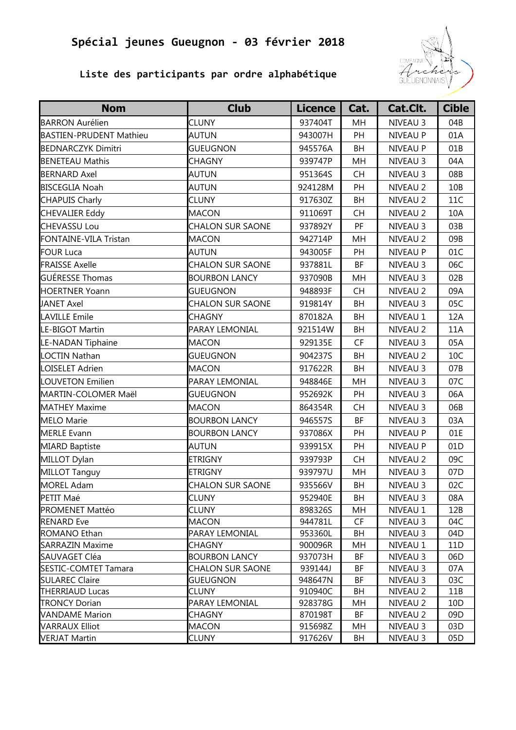# Spécial jeunes Gueugnon - 03 février 2018

## Liste des participants par ordre alphabétique

| Nom | Club | Licence | Cat. | Cat.Clt. | Cible |
|---|---|---|---|---|---|
| BARRON Aurélien | CLUNY | 937404T | MH | NIVEAU 3 | 04B |
| BASTIEN-PRUDENT Mathieu | AUTUN | 943007H | PH | NIVEAU P | 01A |
| BEDNARCZYK Dimitri | GUEUGNON | 945576A | BH | NIVEAU P | 01B |
| BENETEAU Mathis | CHAGNY | 939747P | MH | NIVEAU 3 | 04A |
| BERNARD Axel | AUTUN | 951364S | CH | NIVEAU 3 | 08B |
| BISCEGLIA Noah | AUTUN | 924128M | PH | NIVEAU 2 | 10B |
| CHAPUIS Charly | CLUNY | 917630Z | BH | NIVEAU 2 | 11C |
| CHEVALIER Eddy | MACON | 911069T | CH | NIVEAU 2 | 10A |
| CHEVASSU Lou | CHALON SUR SAONE | 937892Y | PF | NIVEAU 3 | 03B |
| FONTAINE-VILA Tristan | MACON | 942714P | MH | NIVEAU 2 | 09B |
| FOUR Luca | AUTUN | 943005F | PH | NIVEAU P | 01C |
| FRAISSE Axelle | CHALON SUR SAONE | 937881L | BF | NIVEAU 3 | 06C |
| GUÉRESSE Thomas | BOURBON LANCY | 937090B | MH | NIVEAU 3 | 02B |
| HOERTNER Yoann | GUEUGNON | 948893F | CH | NIVEAU 2 | 09A |
| JANET Axel | CHALON SUR SAONE | 919814Y | BH | NIVEAU 3 | 05C |
| LAVILLE Emile | CHAGNY | 870182A | BH | NIVEAU 1 | 12A |
| LE-BIGOT Martin | PARAY LEMONIAL | 921514W | BH | NIVEAU 2 | 11A |
| LE-NADAN Tiphaine | MACON | 929135E | CF | NIVEAU 3 | 05A |
| LOCTIN Nathan | GUEUGNON | 904237S | BH | NIVEAU 2 | 10C |
| LOISELET Adrien | MACON | 917622R | BH | NIVEAU 3 | 07B |
| LOUVETON Emilien | PARAY LEMONIAL | 948846E | MH | NIVEAU 3 | 07C |
| MARTIN-COLOMER Maël | GUEUGNON | 952692K | PH | NIVEAU 3 | 06A |
| MATHEY Maxime | MACON | 864354R | CH | NIVEAU 3 | 06B |
| MELO Marie | BOURBON LANCY | 946557S | BF | NIVEAU 3 | 03A |
| MERLE Evann | BOURBON LANCY | 937086X | PH | NIVEAU P | 01E |
| MIARD Baptiste | AUTUN | 939915X | PH | NIVEAU P | 01D |
| MILLOT Dylan | ETRIGNY | 939793P | CH | NIVEAU 2 | 09C |
| MILLOT Tanguy | ETRIGNY | 939797U | MH | NIVEAU 3 | 07D |
| MOREL Adam | CHALON SUR SAONE | 935566V | BH | NIVEAU 3 | 02C |
| PETIT Maé | CLUNY | 952940E | BH | NIVEAU 3 | 08A |
| PROMENET Mattéo | CLUNY | 898326S | MH | NIVEAU 1 | 12B |
| RENARD Eve | MACON | 944781L | CF | NIVEAU 3 | 04C |
| ROMANO Ethan | PARAY LEMONIAL | 953360L | BH | NIVEAU 3 | 04D |
| SARRAZIN Maxime | CHAGNY | 900096R | MH | NIVEAU 1 | 11D |
| SAUVAGET Cléa | BOURBON LANCY | 937073H | BF | NIVEAU 3 | 06D |
| SESTIC-COMTET Tamara | CHALON SUR SAONE | 939144J | BF | NIVEAU 3 | 07A |
| SULAREC Claire | GUEUGNON | 948647N | BF | NIVEAU 3 | 03C |
| THERRIAUD Lucas | CLUNY | 910940C | BH | NIVEAU 2 | 11B |
| TRONCY Dorian | PARAY LEMONIAL | 928378G | MH | NIVEAU 2 | 10D |
| VANDAME Marion | CHAGNY | 870198T | BF | NIVEAU 2 | 09D |
| VARRAUX Elliot | MACON | 915698Z | MH | NIVEAU 3 | 03D |
| VERJAT Martin | CLUNY | 917626V | BH | NIVEAU 3 | 05D |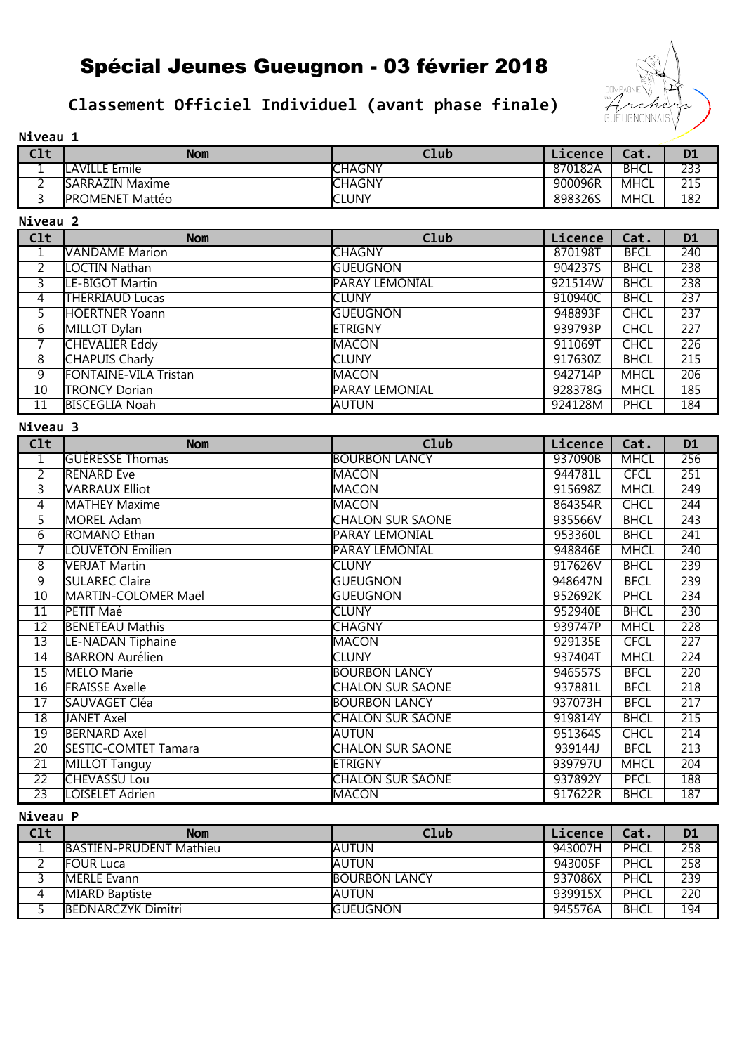# Spécial Jeunes Gueugnon - 03 février 2018

## Classement Officiel Individuel (avant phase finale)

### Niveau 1

| Clt | Nom | Club | Licence | Cat. | D1 |
|---|---|---|---|---|---|
| 1 | LAVILLE Emile | CHAGNY | 870182A | BHCL | 233 |
| 2 | SARRAZIN Maxime | CHAGNY | 900096R | MHCL | 215 |
| 3 | PROMENET Mattéo | CLUNY | 898326S | MHCL | 182 |

### Niveau 2

| Clt | Nom | Club | Licence | Cat. | D1 |
|---|---|---|---|---|---|
| 1 | VANDAME Marion | CHAGNY | 870198T | BFCL | 240 |
| 2 | LOCTIN Nathan | GUEUGNON | 904237S | BHCL | 238 |
| 3 | LE-BIGOT Martin | PARAY LEMONIAL | 921514W | BHCL | 238 |
| 4 | THERRIAUD Lucas | CLUNY | 910940C | BHCL | 237 |
| 5 | HOERTNER Yoann | GUEUGNON | 948893F | CHCL | 237 |
| 6 | MILLOT Dylan | ETRIGNY | 939793P | CHCL | 227 |
| 7 | CHEVALIER Eddy | MACON | 911069T | CHCL | 226 |
| 8 | CHAPUIS Charly | CLUNY | 917630Z | BHCL | 215 |
| 9 | FONTAINE-VILA Tristan | MACON | 942714P | MHCL | 206 |
| 10 | TRONCY Dorian | PARAY LEMONIAL | 928378G | MHCL | 185 |
| 11 | BISCEGLIA Noah | AUTUN | 924128M | PHCL | 184 |

### Niveau 3

| Clt | Nom | Club | Licence | Cat. | D1 |
|---|---|---|---|---|---|
| 1 | GUÉRESSE Thomas | BOURBON LANCY | 937090B | MHCL | 256 |
| 2 | RENARD Eve | MACON | 944781L | CFCL | 251 |
| 3 | VARRAUX Elliot | MACON | 915698Z | MHCL | 249 |
| 4 | MATHEY Maxime | MACON | 864354R | CHCL | 244 |
| 5 | MOREL Adam | CHALON SUR SAONE | 935566V | BHCL | 243 |
| 6 | ROMANO Ethan | PARAY LEMONIAL | 953360L | BHCL | 241 |
| 7 | LOUVETON Emilien | PARAY LEMONIAL | 948846E | MHCL | 240 |
| 8 | VERJAT Martin | CLUNY | 917626V | BHCL | 239 |
| 9 | SULAREC Claire | GUEUGNON | 948647N | BFCL | 239 |
| 10 | MARTIN-COLOMER Maël | GUEUGNON | 952692K | PHCL | 234 |
| 11 | PETIT Maé | CLUNY | 952940E | BHCL | 230 |
| 12 | BENETEAU Mathis | CHAGNY | 939747P | MHCL | 228 |
| 13 | LE-NADAN Tiphaine | MACON | 929135E | CFCL | 227 |
| 14 | BARRON Aurélien | CLUNY | 937404T | MHCL | 224 |
| 15 | MELO Marie | BOURBON LANCY | 946557S | BFCL | 220 |
| 16 | FRAISSE Axelle | CHALON SUR SAONE | 937881L | BFCL | 218 |
| 17 | SAUVAGET Cléa | BOURBON LANCY | 937073H | BFCL | 217 |
| 18 | JANET Axel | CHALON SUR SAONE | 919814Y | BHCL | 215 |
| 19 | BERNARD Axel | AUTUN | 951364S | CHCL | 214 |
| 20 | SESTIC-COMTET Tamara | CHALON SUR SAONE | 939144J | BFCL | 213 |
| 21 | MILLOT Tanguy | ETRIGNY | 939797U | MHCL | 204 |
| 22 | CHEVASSU Lou | CHALON SUR SAONE | 937892Y | PFCL | 188 |
| 23 | LOISELET Adrien | MACON | 917622R | BHCL | 187 |

### Niveau P

| Clt | Nom | Club | Licence | Cat. | D1 |
|---|---|---|---|---|---|
| 1 | BASTIEN-PRUDENT Mathieu | AUTUN | 943007H | PHCL | 258 |
| 2 | FOUR Luca | AUTUN | 943005F | PHCL | 258 |
| 3 | MERLE Evann | BOURBON LANCY | 937086X | PHCL | 239 |
| 4 | MIARD Baptiste | AUTUN | 939915X | PHCL | 220 |
| 5 | BEDNARCZYK Dimitri | GUEUGNON | 945576A | BHCL | 194 |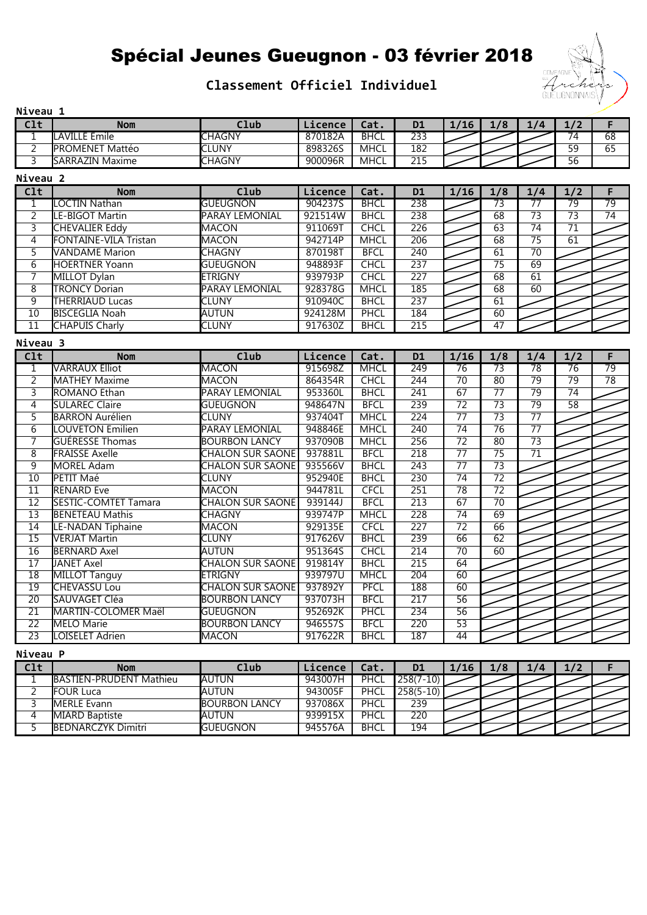# Spécial Jeunes Gueugnon - 03 février 2018

## Classement Officiel Individuel

**Niveau 1**

| Clt | Nom | Club | Licence | Cat. | D1 | 1/16 | 1/8 | 1/4 | 1/2 | F |
|---|---|---|---|---|---|---|---|---|---|---|
| 1 | LAVILLE Emile | CHAGNY | 870182A | BHCL | 233 | | | | 74 | 68 |
| 2 | PROMENET Mattéo | CLUNY | 898326S | MHCL | 182 | | | | 59 | 65 |
| 3 | SARRAZIN Maxime | CHAGNY | 900096R | MHCL | 215 | | | | 56 | |

**Niveau 2**

| Clt | Nom | Club | Licence | Cat. | D1 | 1/16 | 1/8 | 1/4 | 1/2 | F |
|---|---|---|---|---|---|---|---|---|---|---|
| 1 | LOCTIN Nathan | GUEUGNON | 904237S | BHCL | 238 | | 73 | 77 | 79 | 79 |
| 2 | LE-BIGOT Martin | PARAY LEMONIAL | 921514W | BHCL | 238 | | 68 | 73 | 73 | 74 |
| 3 | CHEVALIER Eddy | MACON | 911069T | CHCL | 226 | | 63 | 74 | 71 | |
| 4 | FONTAINE-VILA Tristan | MACON | 942714P | MHCL | 206 | | 68 | 75 | 61 | |
| 5 | VANDAME Marion | CHAGNY | 870198T | BFCL | 240 | | 61 | 70 | | |
| 6 | HOERTNER Yoann | GUEUGNON | 948893F | CHCL | 237 | | 75 | 69 | | |
| 7 | MILLOT Dylan | ETRIGNY | 939793P | CHCL | 227 | | 68 | 61 | | |
| 8 | TRONCY Dorian | PARAY LEMONIAL | 928378G | MHCL | 185 | | 68 | 60 | | |
| 9 | THERRIAUD Lucas | CLUNY | 910940C | BHCL | 237 | | 61 | | | |
| 10 | BISCEGLIA Noah | AUTUN | 924128M | PHCL | 184 | | 60 | | | |
| 11 | CHAPUIS Charly | CLUNY | 917630Z | BHCL | 215 | | 47 | | | |

**Niveau 3**

| Clt | Nom | Club | Licence | Cat. | D1 | 1/16 | 1/8 | 1/4 | 1/2 | F |
|---|---|---|---|---|---|---|---|---|---|---|
| 1 | VARRAUX Elliot | MACON | 915698Z | MHCL | 249 | 76 | 73 | 78 | 76 | 79 |
| 2 | MATHEY Maxime | MACON | 864354R | CHCL | 244 | 70 | 80 | 79 | 79 | 78 |
| 3 | ROMANO Ethan | PARAY LEMONIAL | 953360L | BHCL | 241 | 67 | 77 | 79 | 74 | |
| 4 | SULAREC Claire | GUEUGNON | 948647N | BFCL | 239 | 72 | 73 | 79 | 58 | |
| 5 | BARRON Aurélien | CLUNY | 937404T | MHCL | 224 | 77 | 73 | 77 | | |
| 6 | LOUVETON Emilien | PARAY LEMONIAL | 948846E | MHCL | 240 | 74 | 76 | 77 | | |
| 7 | GUÉRESSE Thomas | BOURBON LANCY | 937090B | MHCL | 256 | 72 | 80 | 73 | | |
| 8 | FRAISSE Axelle | CHALON SUR SAONE | 937881L | BFCL | 218 | 77 | 75 | 71 | | |
| 9 | MOREL Adam | CHALON SUR SAONE | 935566V | BHCL | 243 | 77 | 73 | | | |
| 10 | PETIT Maé | CLUNY | 952940E | BHCL | 230 | 74 | 72 | | | |
| 11 | RENARD Eve | MACON | 944781L | CFCL | 251 | 78 | 72 | | | |
| 12 | SESTIC-COMTET Tamara | CHALON SUR SAONE | 939144J | BFCL | 213 | 67 | 70 | | | |
| 13 | BENETEAU Mathis | CHAGNY | 939747P | MHCL | 228 | 74 | 69 | | | |
| 14 | LE-NADAN Tiphaine | MACON | 929135E | CFCL | 227 | 72 | 66 | | | |
| 15 | VERJAT Martin | CLUNY | 917626V | BHCL | 239 | 66 | 62 | | | |
| 16 | BERNARD Axel | AUTUN | 951364S | CHCL | 214 | 70 | 60 | | | |
| 17 | JANET Axel | CHALON SUR SAONE | 919814Y | BHCL | 215 | 64 | | | | |
| 18 | MILLOT Tanguy | ETRIGNY | 939797U | MHCL | 204 | 60 | | | | |
| 19 | CHEVASSU Lou | CHALON SUR SAONE | 937892Y | PFCL | 188 | 60 | | | | |
| 20 | SAUVAGET Cléa | BOURBON LANCY | 937073H | BFCL | 217 | 56 | | | | |
| 21 | MARTIN-COLOMER Maël | GUEUGNON | 952692K | PHCL | 234 | 56 | | | | |
| 22 | MELO Marie | BOURBON LANCY | 946557S | BFCL | 220 | 53 | | | | |
| 23 | LOISELET Adrien | MACON | 917622R | BHCL | 187 | 44 | | | | |

**Niveau P**

| Clt | Nom | Club | Licence | Cat. | D1 | 1/16 | 1/8 | 1/4 | 1/2 | F |
|---|---|---|---|---|---|---|---|---|---|---|
| 1 | BASTIEN-PRUDENT Mathieu | AUTUN | 943007H | PHCL | 258(7-10) | | | | | |
| 2 | FOUR Luca | AUTUN | 943005F | PHCL | 258(5-10) | | | | | |
| 3 | MERLE Evann | BOURBON LANCY | 937086X | PHCL | 239 | | | | | |
| 4 | MIARD Baptiste | AUTUN | 939915X | PHCL | 220 | | | | | |
| 5 | BEDNARCZYK Dimitri | GUEUGNON | 945576A | BHCL | 194 | | | | | |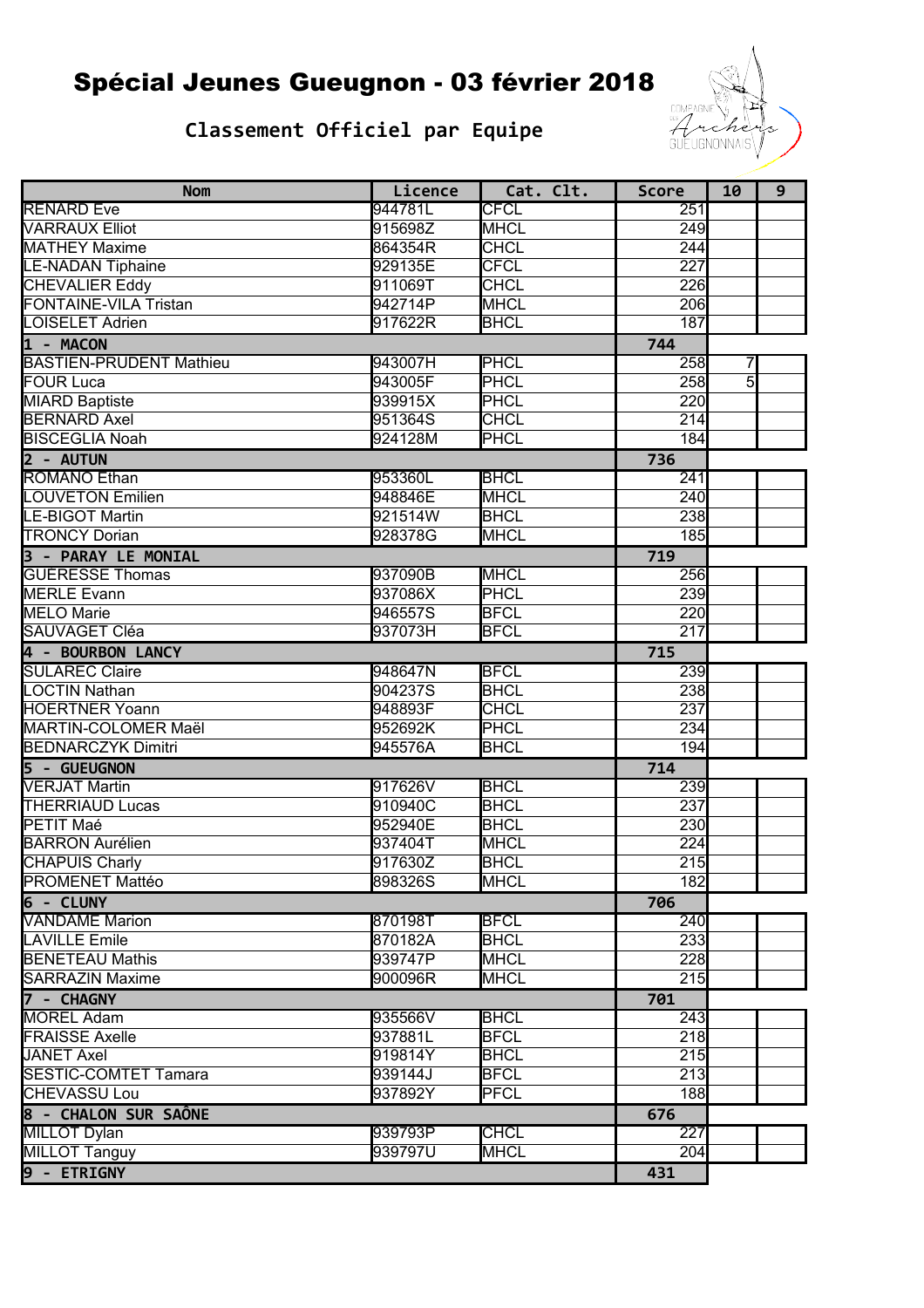# Spécial Jeunes Gueugnon - 03 février 2018

## Classement Officiel par Equipe

| Nom | Licence | Cat. Clt. | Score | 10 | 9 |
|---|---|---|---|---|---|
| RENARD Eve | 944781L | CFCL | 251 | | |
| VARRAUX Elliot | 915698Z | MHCL | 249 | | |
| MATHEY Maxime | 864354R | CHCL | 244 | | |
| LE-NADAN Tiphaine | 929135E | CFCL | 227 | | |
| CHEVALIER Eddy | 911069T | CHCL | 226 | | |
| FONTAINE-VILA Tristan | 942714P | MHCL | 206 | | |
| LOISELET Adrien | 917622R | BHCL | 187 | | |
| **1 - MACON** | | | **744** | | |
| BASTIEN-PRUDENT Mathieu | 943007H | PHCL | 258 | 7 | |
| FOUR Luca | 943005F | PHCL | 258 | 5 | |
| MIARD Baptiste | 939915X | PHCL | 220 | | |
| BERNARD Axel | 951364S | CHCL | 214 | | |
| BISCEGLIA Noah | 924128M | PHCL | 184 | | |
| **2 - AUTUN** | | | **736** | | |
| ROMANO Ethan | 953360L | BHCL | 241 | | |
| LOUVETON Emilien | 948846E | MHCL | 240 | | |
| LE-BIGOT Martin | 921514W | BHCL | 238 | | |
| TRONCY Dorian | 928378G | MHCL | 185 | | |
| **3 - PARAY LE MONIAL** | | | **719** | | |
| GUERESSE Thomas | 937090B | MHCL | 256 | | |
| MERLE Evann | 937086X | PHCL | 239 | | |
| MELO Marie | 946557S | BFCL | 220 | | |
| SAUVAGET Cléa | 937073H | BFCL | 217 | | |
| **4 - BOURBON LANCY** | | | **715** | | |
| SULAREC Claire | 948647N | BFCL | 239 | | |
| LOCTIN Nathan | 904237S | BHCL | 238 | | |
| HOERTNER Yoann | 948893F | CHCL | 237 | | |
| MARTIN-COLOMER Maël | 952692K | PHCL | 234 | | |
| BEDNARCZYK Dimitri | 945576A | BHCL | 194 | | |
| **5 - GUEUGNON** | | | **714** | | |
| VERJAT Martin | 917626V | BHCL | 239 | | |
| THERRIAUD Lucas | 910940C | BHCL | 237 | | |
| PETIT Maé | 952940E | BHCL | 230 | | |
| BARRON Aurélien | 937404T | MHCL | 224 | | |
| CHAPUIS Charly | 917630Z | BHCL | 215 | | |
| PROMENET Mattéo | 898326S | MHCL | 182 | | |
| **6 - CLUNY** | | | **706** | | |
| VANDAME Marion | 870198T | BFCL | 240 | | |
| LAVILLE Emile | 870182A | BHCL | 233 | | |
| BENETEAU Mathis | 939747P | MHCL | 228 | | |
| SARRAZIN Maxime | 900096R | MHCL | 215 | | |
| **7 - CHAGNY** | | | **701** | | |
| MOREL Adam | 935566V | BHCL | 243 | | |
| FRAISSE Axelle | 937881L | BFCL | 218 | | |
| JANET Axel | 919814Y | BHCL | 215 | | |
| SESTIC-COMTET Tamara | 939144J | BFCL | 213 | | |
| CHEVASSU Lou | 937892Y | PFCL | 188 | | |
| **8 - CHALON SUR SAÔNE** | | | **676** | | |
| MILLOT Dylan | 939793P | CHCL | 227 | | |
| MILLOT Tanguy | 939797U | MHCL | 204 | | |
| **9 - ETRIGNY** | | | **431** | | |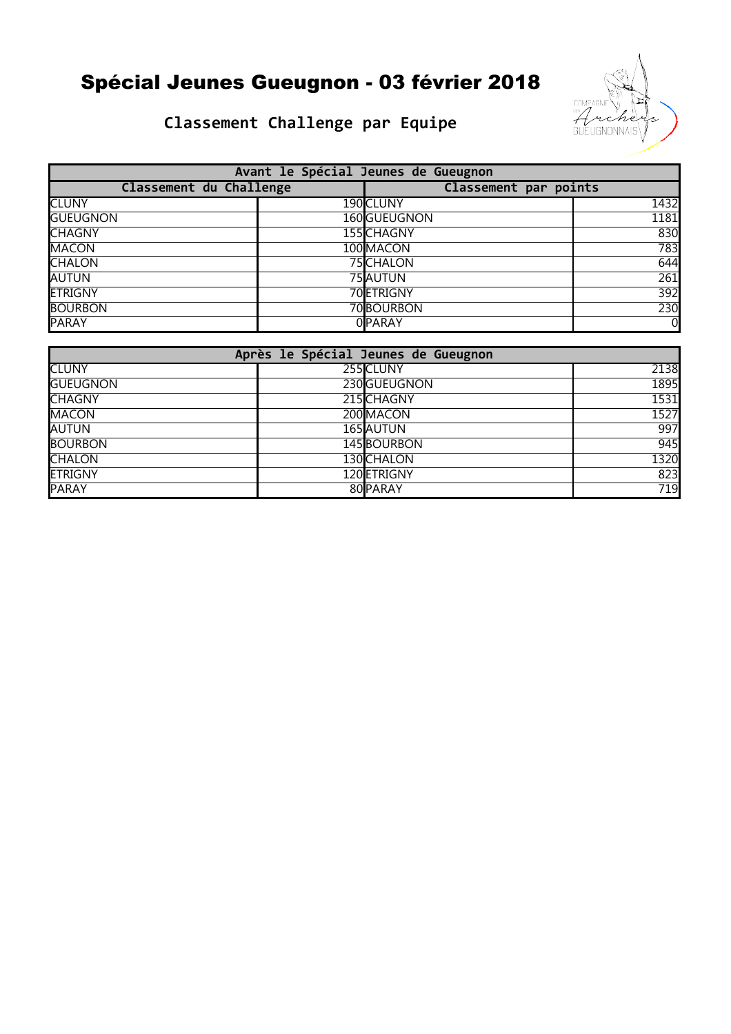# Spécial Jeunes Gueugnon - 03 février 2018

## Classement Challenge par Equipe

| Avant le Spécial Jeunes de Gueugnon | | | |
|---|---|---|---|
| Classement du Challenge | | Classement par points | |
| CLUNY | 190 | CLUNY | 1432 |
| GUEUGNON | 160 | GUEUGNON | 1181 |
| CHAGNY | 155 | CHAGNY | 830 |
| MACON | 100 | MACON | 783 |
| CHALON | 75 | CHALON | 644 |
| AUTUN | 75 | AUTUN | 261 |
| ETRIGNY | 70 | ETRIGNY | 392 |
| BOURBON | 70 | BOURBON | 230 |
| PARAY | 0 | PARAY | 0 |

| Après le Spécial Jeunes de Gueugnon | | | |
|---|---|---|---|
| CLUNY | 255 | CLUNY | 2138 |
| GUEUGNON | 230 | GUEUGNON | 1895 |
| CHAGNY | 215 | CHAGNY | 1531 |
| MACON | 200 | MACON | 1527 |
| AUTUN | 165 | AUTUN | 997 |
| BOURBON | 145 | BOURBON | 945 |
| CHALON | 130 | CHALON | 1320 |
| ETRIGNY | 120 | ETRIGNY | 823 |
| PARAY | 80 | PARAY | 719 |